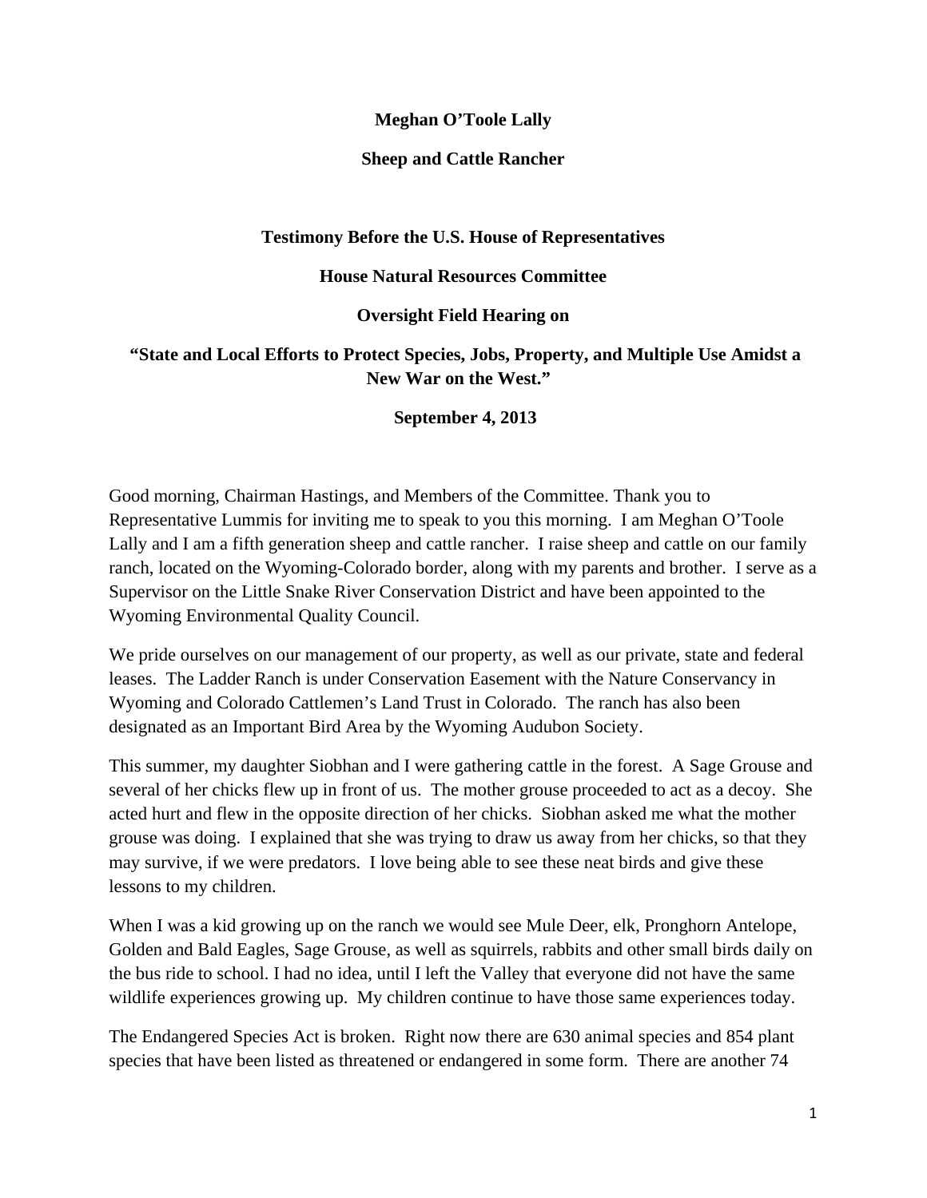**Meghan O'Toole Lally**

**Sheep and Cattle Rancher**

**Testimony Before the U.S. House of Representatives**

**House Natural Resources Committee**

**Oversight Field Hearing on**

**"State and Local Efforts to Protect Species, Jobs, Property, and Multiple Use Amidst a New War on the West."**

**September 4, 2013**

Good morning, Chairman Hastings, and Members of the Committee. Thank you to Representative Lummis for inviting me to speak to you this morning. I am Meghan O'Toole Lally and I am a fifth generation sheep and cattle rancher. I raise sheep and cattle on our family ranch, located on the Wyoming-Colorado border, along with my parents and brother. I serve as a Supervisor on the Little Snake River Conservation District and have been appointed to the Wyoming Environmental Quality Council.

We pride ourselves on our management of our property, as well as our private, state and federal leases. The Ladder Ranch is under Conservation Easement with the Nature Conservancy in Wyoming and Colorado Cattlemen's Land Trust in Colorado. The ranch has also been designated as an Important Bird Area by the Wyoming Audubon Society.

This summer, my daughter Siobhan and I were gathering cattle in the forest. A Sage Grouse and several of her chicks flew up in front of us. The mother grouse proceeded to act as a decoy. She acted hurt and flew in the opposite direction of her chicks. Siobhan asked me what the mother grouse was doing. I explained that she was trying to draw us away from her chicks, so that they may survive, if we were predators. I love being able to see these neat birds and give these lessons to my children.

When I was a kid growing up on the ranch we would see Mule Deer, elk, Pronghorn Antelope, Golden and Bald Eagles, Sage Grouse, as well as squirrels, rabbits and other small birds daily on the bus ride to school. I had no idea, until I left the Valley that everyone did not have the same wildlife experiences growing up. My children continue to have those same experiences today.

The Endangered Species Act is broken. Right now there are 630 animal species and 854 plant species that have been listed as threatened or endangered in some form. There are another 74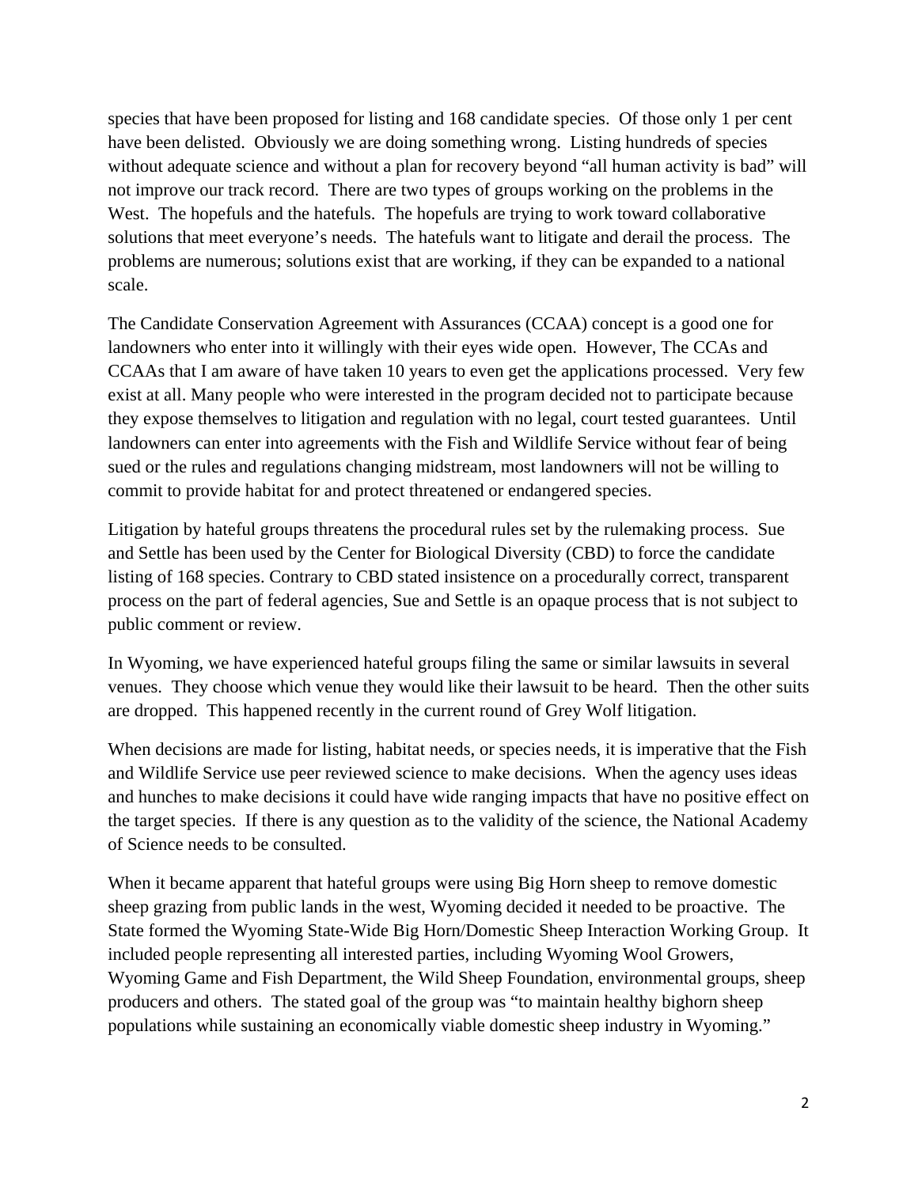species that have been proposed for listing and 168 candidate species. Of those only 1 per cent have been delisted. Obviously we are doing something wrong. Listing hundreds of species without adequate science and without a plan for recovery beyond "all human activity is bad" will not improve our track record. There are two types of groups working on the problems in the West. The hopefuls and the hatefuls. The hopefuls are trying to work toward collaborative solutions that meet everyone's needs. The hatefuls want to litigate and derail the process. The problems are numerous; solutions exist that are working, if they can be expanded to a national scale.

The Candidate Conservation Agreement with Assurances (CCAA) concept is a good one for landowners who enter into it willingly with their eyes wide open. However, The CCAs and CCAAs that I am aware of have taken 10 years to even get the applications processed. Very few exist at all. Many people who were interested in the program decided not to participate because they expose themselves to litigation and regulation with no legal, court tested guarantees. Until landowners can enter into agreements with the Fish and Wildlife Service without fear of being sued or the rules and regulations changing midstream, most landowners will not be willing to commit to provide habitat for and protect threatened or endangered species.

Litigation by hateful groups threatens the procedural rules set by the rulemaking process. Sue and Settle has been used by the Center for Biological Diversity (CBD) to force the candidate listing of 168 species. Contrary to CBD stated insistence on a procedurally correct, transparent process on the part of federal agencies, Sue and Settle is an opaque process that is not subject to public comment or review.

In Wyoming, we have experienced hateful groups filing the same or similar lawsuits in several venues. They choose which venue they would like their lawsuit to be heard. Then the other suits are dropped. This happened recently in the current round of Grey Wolf litigation.

When decisions are made for listing, habitat needs, or species needs, it is imperative that the Fish and Wildlife Service use peer reviewed science to make decisions. When the agency uses ideas and hunches to make decisions it could have wide ranging impacts that have no positive effect on the target species. If there is any question as to the validity of the science, the National Academy of Science needs to be consulted.

When it became apparent that hateful groups were using Big Horn sheep to remove domestic sheep grazing from public lands in the west, Wyoming decided it needed to be proactive. The State formed the Wyoming State-Wide Big Horn/Domestic Sheep Interaction Working Group. It included people representing all interested parties, including Wyoming Wool Growers, Wyoming Game and Fish Department, the Wild Sheep Foundation, environmental groups, sheep producers and others. The stated goal of the group was "to maintain healthy bighorn sheep populations while sustaining an economically viable domestic sheep industry in Wyoming."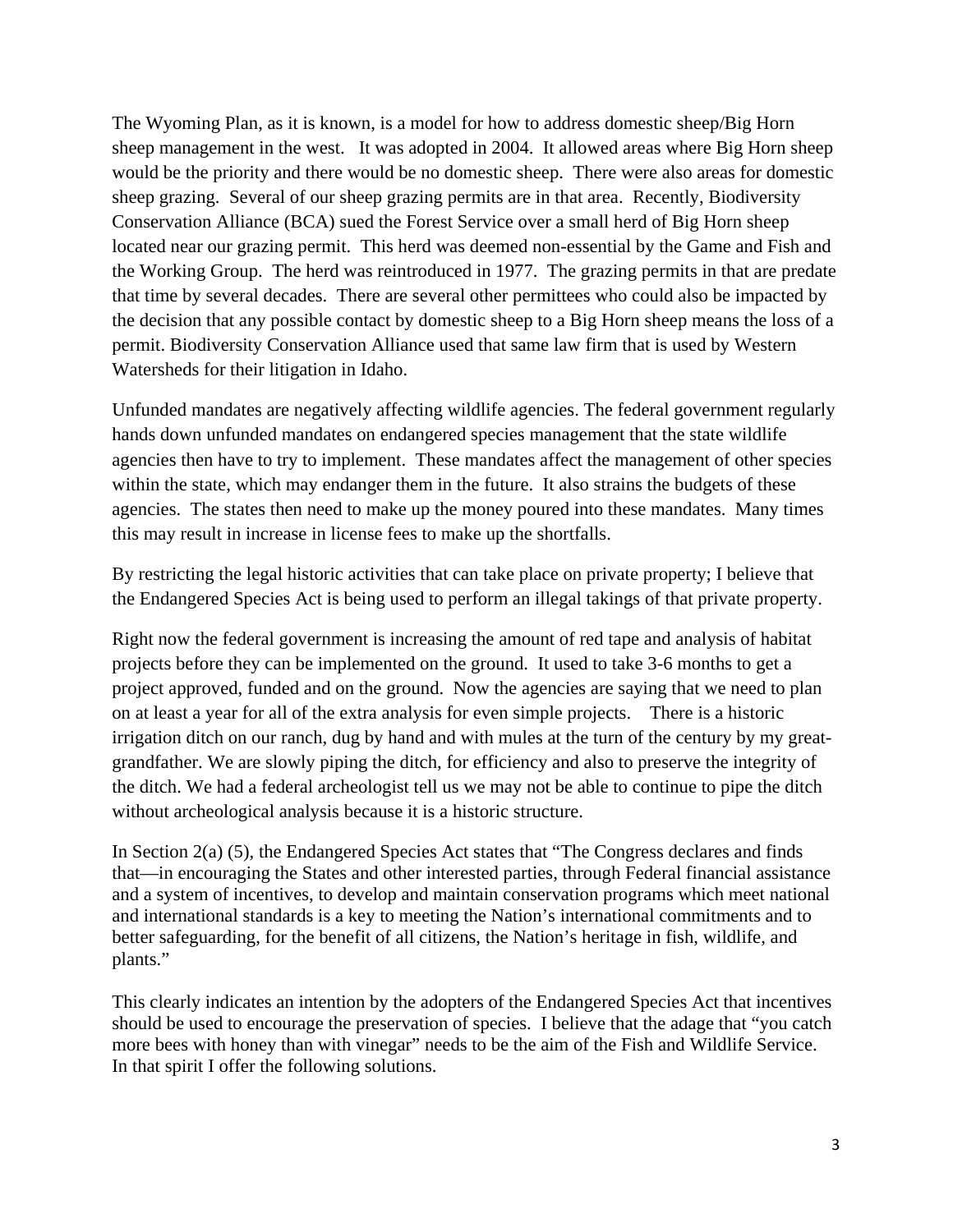The Wyoming Plan, as it is known, is a model for how to address domestic sheep/Big Horn sheep management in the west. It was adopted in 2004. It allowed areas where Big Horn sheep would be the priority and there would be no domestic sheep. There were also areas for domestic sheep grazing. Several of our sheep grazing permits are in that area. Recently, Biodiversity Conservation Alliance (BCA) sued the Forest Service over a small herd of Big Horn sheep located near our grazing permit. This herd was deemed non-essential by the Game and Fish and the Working Group. The herd was reintroduced in 1977. The grazing permits in that are predate that time by several decades. There are several other permittees who could also be impacted by the decision that any possible contact by domestic sheep to a Big Horn sheep means the loss of a permit. Biodiversity Conservation Alliance used that same law firm that is used by Western Watersheds for their litigation in Idaho.

Unfunded mandates are negatively affecting wildlife agencies. The federal government regularly hands down unfunded mandates on endangered species management that the state wildlife agencies then have to try to implement. These mandates affect the management of other species within the state, which may endanger them in the future. It also strains the budgets of these agencies. The states then need to make up the money poured into these mandates. Many times this may result in increase in license fees to make up the shortfalls.

By restricting the legal historic activities that can take place on private property; I believe that the Endangered Species Act is being used to perform an illegal takings of that private property.

Right now the federal government is increasing the amount of red tape and analysis of habitat projects before they can be implemented on the ground. It used to take 3-6 months to get a project approved, funded and on the ground. Now the agencies are saying that we need to plan on at least a year for all of the extra analysis for even simple projects. There is a historic irrigation ditch on our ranch, dug by hand and with mules at the turn of the century by my great-grandfather. We are slowly piping the ditch, for efficiency and also to preserve the integrity of the ditch. We had a federal archeologist tell us we may not be able to continue to pipe the ditch without archeological analysis because it is a historic structure.

In Section 2(a) (5), the Endangered Species Act states that "The Congress declares and finds that—in encouraging the States and other interested parties, through Federal financial assistance and a system of incentives, to develop and maintain conservation programs which meet national and international standards is a key to meeting the Nation's international commitments and to better safeguarding, for the benefit of all citizens, the Nation's heritage in fish, wildlife, and plants."

This clearly indicates an intention by the adopters of the Endangered Species Act that incentives should be used to encourage the preservation of species. I believe that the adage that "you catch more bees with honey than with vinegar" needs to be the aim of the Fish and Wildlife Service. In that spirit I offer the following solutions.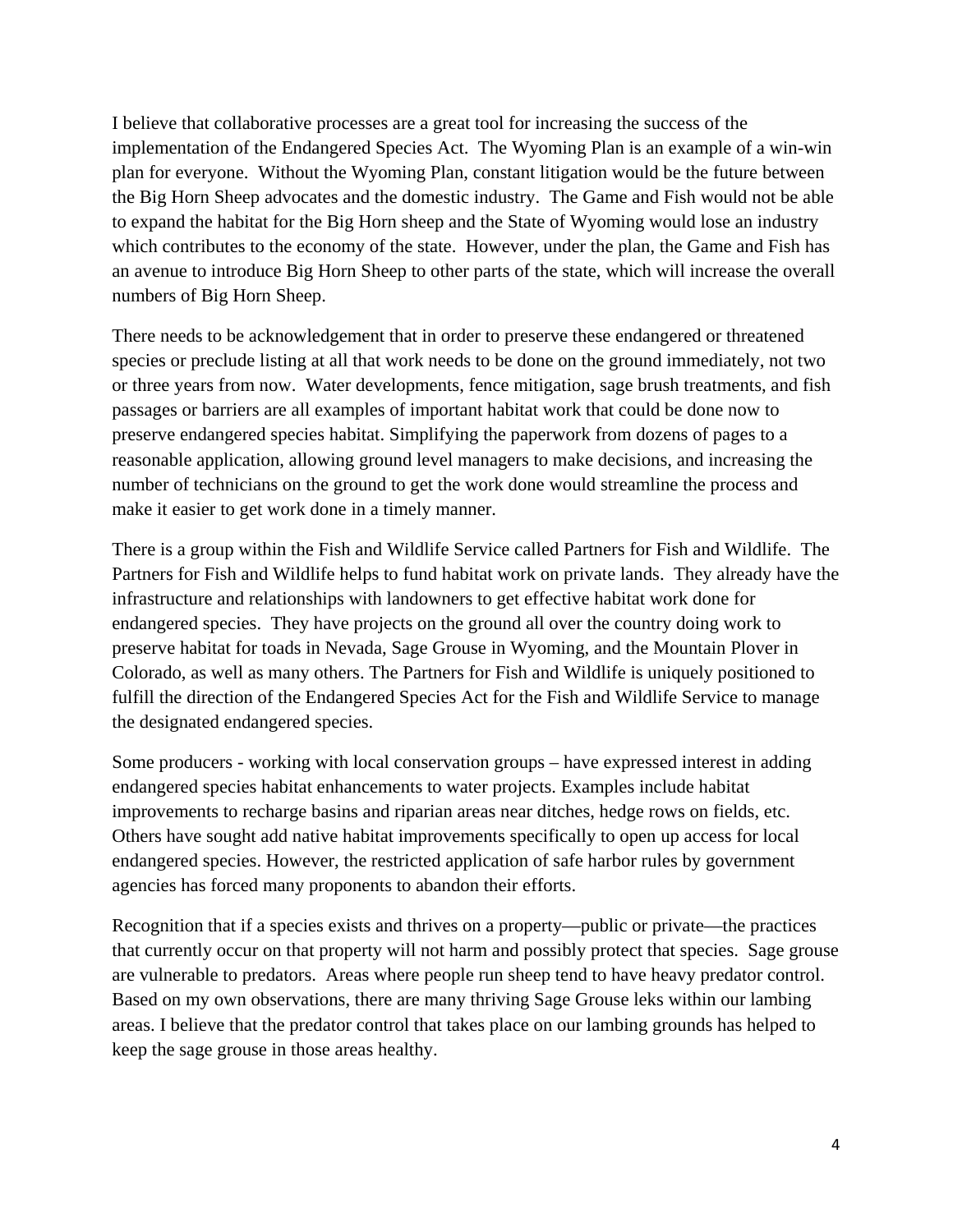I believe that collaborative processes are a great tool for increasing the success of the implementation of the Endangered Species Act. The Wyoming Plan is an example of a win-win plan for everyone. Without the Wyoming Plan, constant litigation would be the future between the Big Horn Sheep advocates and the domestic industry. The Game and Fish would not be able to expand the habitat for the Big Horn sheep and the State of Wyoming would lose an industry which contributes to the economy of the state. However, under the plan, the Game and Fish has an avenue to introduce Big Horn Sheep to other parts of the state, which will increase the overall numbers of Big Horn Sheep.

There needs to be acknowledgement that in order to preserve these endangered or threatened species or preclude listing at all that work needs to be done on the ground immediately, not two or three years from now. Water developments, fence mitigation, sage brush treatments, and fish passages or barriers are all examples of important habitat work that could be done now to preserve endangered species habitat. Simplifying the paperwork from dozens of pages to a reasonable application, allowing ground level managers to make decisions, and increasing the number of technicians on the ground to get the work done would streamline the process and make it easier to get work done in a timely manner.

There is a group within the Fish and Wildlife Service called Partners for Fish and Wildlife. The Partners for Fish and Wildlife helps to fund habitat work on private lands. They already have the infrastructure and relationships with landowners to get effective habitat work done for endangered species. They have projects on the ground all over the country doing work to preserve habitat for toads in Nevada, Sage Grouse in Wyoming, and the Mountain Plover in Colorado, as well as many others. The Partners for Fish and Wildlife is uniquely positioned to fulfill the direction of the Endangered Species Act for the Fish and Wildlife Service to manage the designated endangered species.

Some producers - working with local conservation groups – have expressed interest in adding endangered species habitat enhancements to water projects. Examples include habitat improvements to recharge basins and riparian areas near ditches, hedge rows on fields, etc. Others have sought add native habitat improvements specifically to open up access for local endangered species. However, the restricted application of safe harbor rules by government agencies has forced many proponents to abandon their efforts.

Recognition that if a species exists and thrives on a property—public or private—the practices that currently occur on that property will not harm and possibly protect that species. Sage grouse are vulnerable to predators. Areas where people run sheep tend to have heavy predator control. Based on my own observations, there are many thriving Sage Grouse leks within our lambing areas. I believe that the predator control that takes place on our lambing grounds has helped to keep the sage grouse in those areas healthy.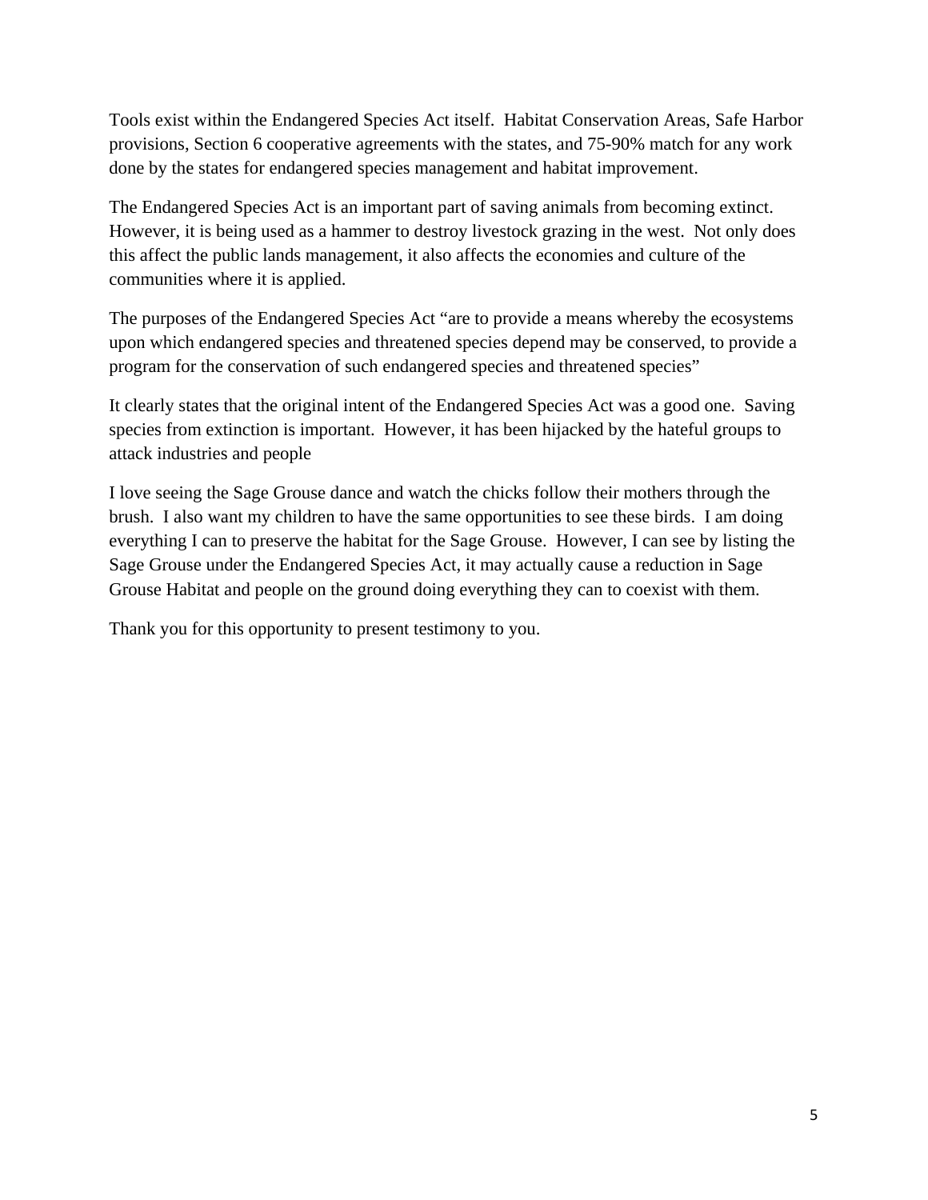Tools exist within the Endangered Species Act itself. Habitat Conservation Areas, Safe Harbor provisions, Section 6 cooperative agreements with the states, and 75-90% match for any work done by the states for endangered species management and habitat improvement.

The Endangered Species Act is an important part of saving animals from becoming extinct. However, it is being used as a hammer to destroy livestock grazing in the west. Not only does this affect the public lands management, it also affects the economies and culture of the communities where it is applied.

The purposes of the Endangered Species Act "are to provide a means whereby the ecosystems upon which endangered species and threatened species depend may be conserved, to provide a program for the conservation of such endangered species and threatened species"

It clearly states that the original intent of the Endangered Species Act was a good one. Saving species from extinction is important. However, it has been hijacked by the hateful groups to attack industries and people

I love seeing the Sage Grouse dance and watch the chicks follow their mothers through the brush. I also want my children to have the same opportunities to see these birds. I am doing everything I can to preserve the habitat for the Sage Grouse. However, I can see by listing the Sage Grouse under the Endangered Species Act, it may actually cause a reduction in Sage Grouse Habitat and people on the ground doing everything they can to coexist with them.

Thank you for this opportunity to present testimony to you.